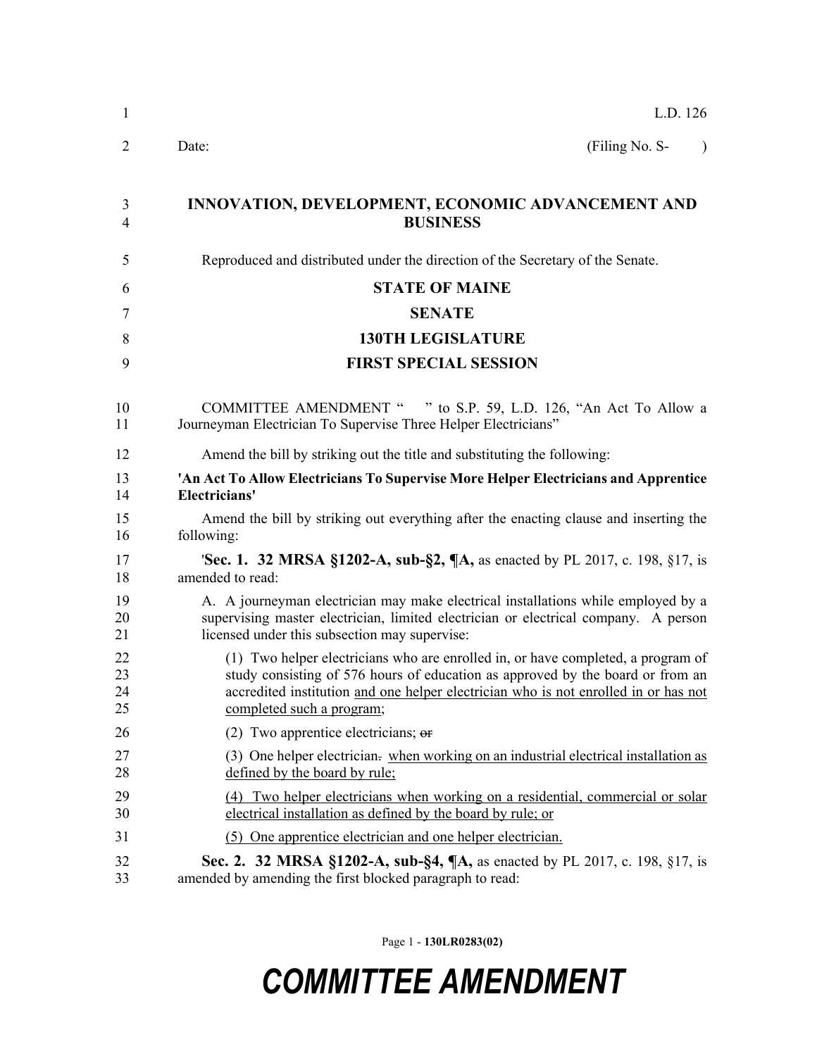L.D. 126

Date: (Filing No. S- )

**INNOVATION, DEVELOPMENT, ECONOMIC ADVANCEMENT AND BUSINESS**

Reproduced and distributed under the direction of the Secretary of the Senate.

**STATE OF MAINE**

**SENATE**

**130TH LEGISLATURE**

**FIRST SPECIAL SESSION**

COMMITTEE AMENDMENT " " to S.P. 59, L.D. 126, "An Act To Allow a Journeyman Electrician To Supervise Three Helper Electricians"

Amend the bill by striking out the title and substituting the following:

**'An Act To Allow Electricians To Supervise More Helper Electricians and Apprentice Electricians'**

Amend the bill by striking out everything after the enacting clause and inserting the following:

'**Sec. 1. 32 MRSA §1202-A, sub-§2, ¶A,** as enacted by PL 2017, c. 198, §17, is amended to read:

A. A journeyman electrician may make electrical installations while employed by a supervising master electrician, limited electrician or electrical company. A person licensed under this subsection may supervise:

(1) Two helper electricians who are enrolled in, or have completed, a program of study consisting of 576 hours of education as approved by the board or from an accredited institution <u>and one helper electrician who is not enrolled in or has not completed such a program</u>;

(2) Two apprentice electricians; ~~or~~

(3) One helper electrician~~.~~ <u>when working on an industrial electrical installation as defined by the board by rule;</u>

<u>(4) Two helper electricians when working on a residential, commercial or solar electrical installation as defined by the board by rule; or</u>

<u>(5) One apprentice electrician and one helper electrician.</u>

**Sec. 2. 32 MRSA §1202-A, sub-§4, ¶A,** as enacted by PL 2017, c. 198, §17, is amended by amending the first blocked paragraph to read: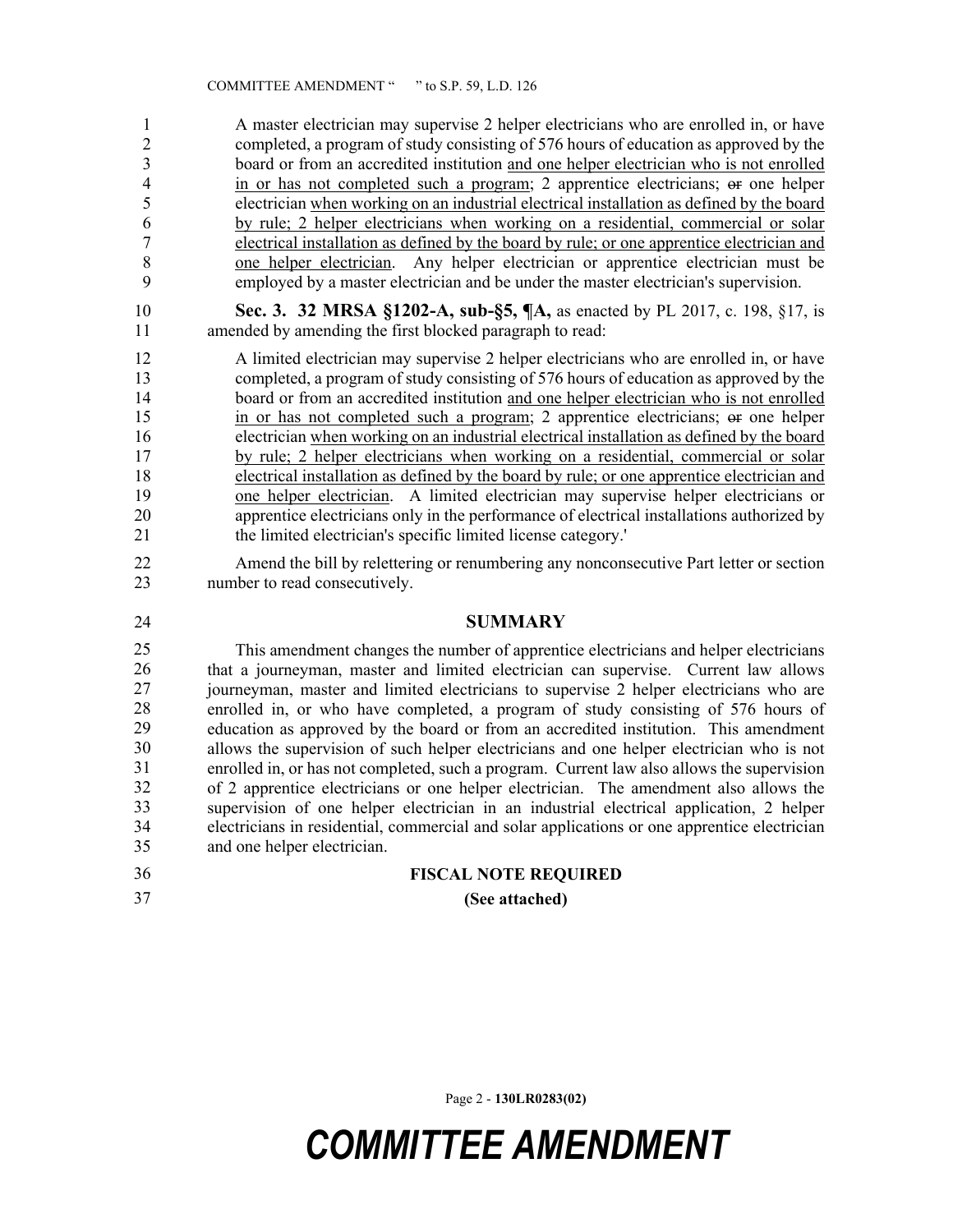A master electrician may supervise 2 helper electricians who are enrolled in, or have completed, a program of study consisting of 576 hours of education as approved by the board or from an accredited institution and one helper electrician who is not enrolled in or has not completed such a program; 2 apprentice electricians; ~~or~~ one helper electrician when working on an industrial electrical installation as defined by the board by rule; 2 helper electricians when working on a residential, commercial or solar electrical installation as defined by the board by rule; or one apprentice electrician and one helper electrician. Any helper electrician or apprentice electrician must be employed by a master electrician and be under the master electrician's supervision.

**Sec. 3. 32 MRSA §1202-A, sub-§5, ¶A,** as enacted by PL 2017, c. 198, §17, is amended by amending the first blocked paragraph to read:

A limited electrician may supervise 2 helper electricians who are enrolled in, or have completed, a program of study consisting of 576 hours of education as approved by the board or from an accredited institution and one helper electrician who is not enrolled in or has not completed such a program; 2 apprentice electricians; ~~or~~ one helper electrician when working on an industrial electrical installation as defined by the board by rule; 2 helper electricians when working on a residential, commercial or solar electrical installation as defined by the board by rule; or one apprentice electrician and one helper electrician. A limited electrician may supervise helper electricians or apprentice electricians only in the performance of electrical installations authorized by the limited electrician's specific limited license category.'

Amend the bill by relettering or renumbering any nonconsecutive Part letter or section number to read consecutively.

## SUMMARY

This amendment changes the number of apprentice electricians and helper electricians that a journeyman, master and limited electrician can supervise. Current law allows journeyman, master and limited electricians to supervise 2 helper electricians who are enrolled in, or who have completed, a program of study consisting of 576 hours of education as approved by the board or from an accredited institution. This amendment allows the supervision of such helper electricians and one helper electrician who is not enrolled in, or has not completed, such a program. Current law also allows the supervision of 2 apprentice electricians or one helper electrician. The amendment also allows the supervision of one helper electrician in an industrial electrical application, 2 helper electricians in residential, commercial and solar applications or one apprentice electrician and one helper electrician.

**FISCAL NOTE REQUIRED**

**(See attached)**